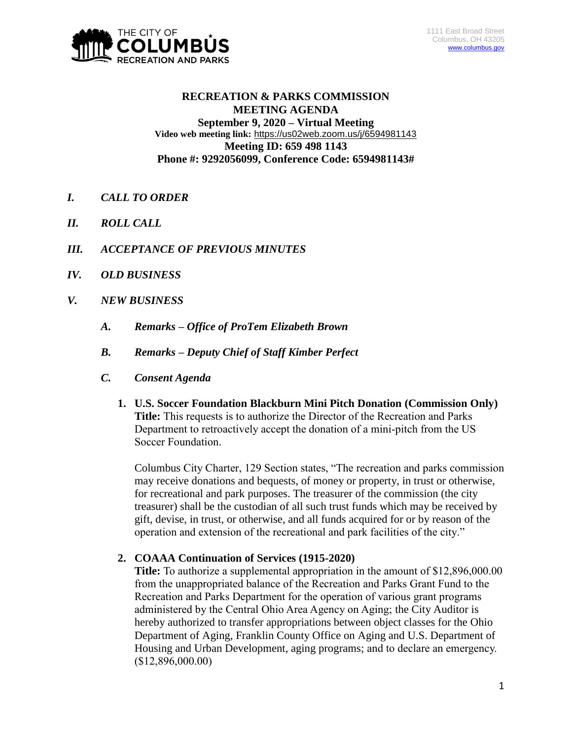THE CITY OF COLUMBUS RECREATION AND PARKS

1111 East Broad Street
Columbus, OH 43205
www.columbus.gov

**RECREATION & PARKS COMMISSION**
**MEETING AGENDA**
**September 9, 2020 – Virtual Meeting**
**Video web meeting link:** https://us02web.zoom.us/j/6594981143
**Meeting ID: 659 498 1143**
**Phone #: 9292056099, Conference Code: 6594981143#**

## *I. CALL TO ORDER*

## *II. ROLL CALL*

## *III. ACCEPTANCE OF PREVIOUS MINUTES*

## *IV. OLD BUSINESS*

## *V. NEW BUSINESS*

### *A. Remarks – Office of ProTem Elizabeth Brown*

### *B. Remarks – Deputy Chief of Staff Kimber Perfect*

### *C. Consent Agenda*

**1. U.S. Soccer Foundation Blackburn Mini Pitch Donation (Commission Only)**
**Title:** This requests is to authorize the Director of the Recreation and Parks Department to retroactively accept the donation of a mini-pitch from the US Soccer Foundation.

Columbus City Charter, 129 Section states, "The recreation and parks commission may receive donations and bequests, of money or property, in trust or otherwise, for recreational and park purposes. The treasurer of the commission (the city treasurer) shall be the custodian of all such trust funds which may be received by gift, devise, in trust, or otherwise, and all funds acquired for or by reason of the operation and extension of the recreational and park facilities of the city."

**2. COAAA Continuation of Services (1915-2020)**
**Title:** To authorize a supplemental appropriation in the amount of $12,896,000.00 from the unappropriated balance of the Recreation and Parks Grant Fund to the Recreation and Parks Department for the operation of various grant programs administered by the Central Ohio Area Agency on Aging; the City Auditor is hereby authorized to transfer appropriations between object classes for the Ohio Department of Aging, Franklin County Office on Aging and U.S. Department of Housing and Urban Development, aging programs; and to declare an emergency. ($12,896,000.00)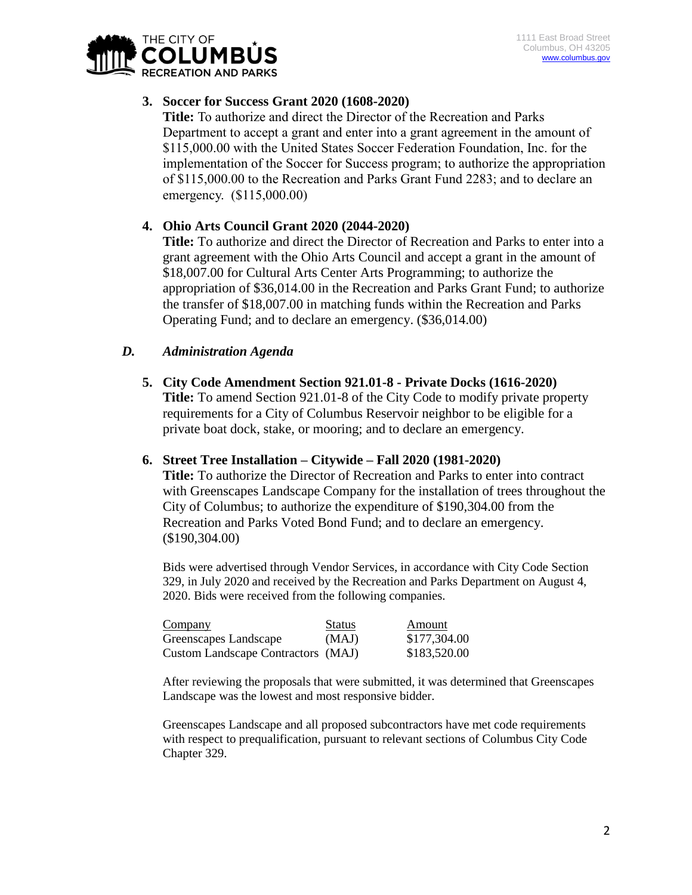3. **Soccer for Success Grant 2020 (1608-2020)**
   **Title:** To authorize and direct the Director of the Recreation and Parks Department to accept a grant and enter into a grant agreement in the amount of $115,000.00 with the United States Soccer Federation Foundation, Inc. for the implementation of the Soccer for Success program; to authorize the appropriation of $115,000.00 to the Recreation and Parks Grant Fund 2283; and to declare an emergency. ($115,000.00)

4. **Ohio Arts Council Grant 2020 (2044-2020)**
   **Title:** To authorize and direct the Director of Recreation and Parks to enter into a grant agreement with the Ohio Arts Council and accept a grant in the amount of $18,007.00 for Cultural Arts Center Arts Programming; to authorize the appropriation of $36,014.00 in the Recreation and Parks Grant Fund; to authorize the transfer of $18,007.00 in matching funds within the Recreation and Parks Operating Fund; and to declare an emergency. ($36,014.00)

### *D. Administration Agenda*

5. **City Code Amendment Section 921.01-8 - Private Docks (1616-2020)**
   **Title:** To amend Section 921.01-8 of the City Code to modify private property requirements for a City of Columbus Reservoir neighbor to be eligible for a private boat dock, stake, or mooring; and to declare an emergency.

6. **Street Tree Installation – Citywide – Fall 2020 (1981-2020)**
   **Title:** To authorize the Director of Recreation and Parks to enter into contract with Greenscapes Landscape Company for the installation of trees throughout the City of Columbus; to authorize the expenditure of $190,304.00 from the Recreation and Parks Voted Bond Fund; and to declare an emergency. ($190,304.00)

   Bids were advertised through Vendor Services, in accordance with City Code Section 329, in July 2020 and received by the Recreation and Parks Department on August 4, 2020. Bids were received from the following companies.

   | Company | Status | Amount |
   |---|---|---|
   | Greenscapes Landscape | (MAJ) | $177,304.00 |
   | Custom Landscape Contractors | (MAJ) | $183,520.00 |

   After reviewing the proposals that were submitted, it was determined that Greenscapes Landscape was the lowest and most responsive bidder.

   Greenscapes Landscape and all proposed subcontractors have met code requirements with respect to prequalification, pursuant to relevant sections of Columbus City Code Chapter 329.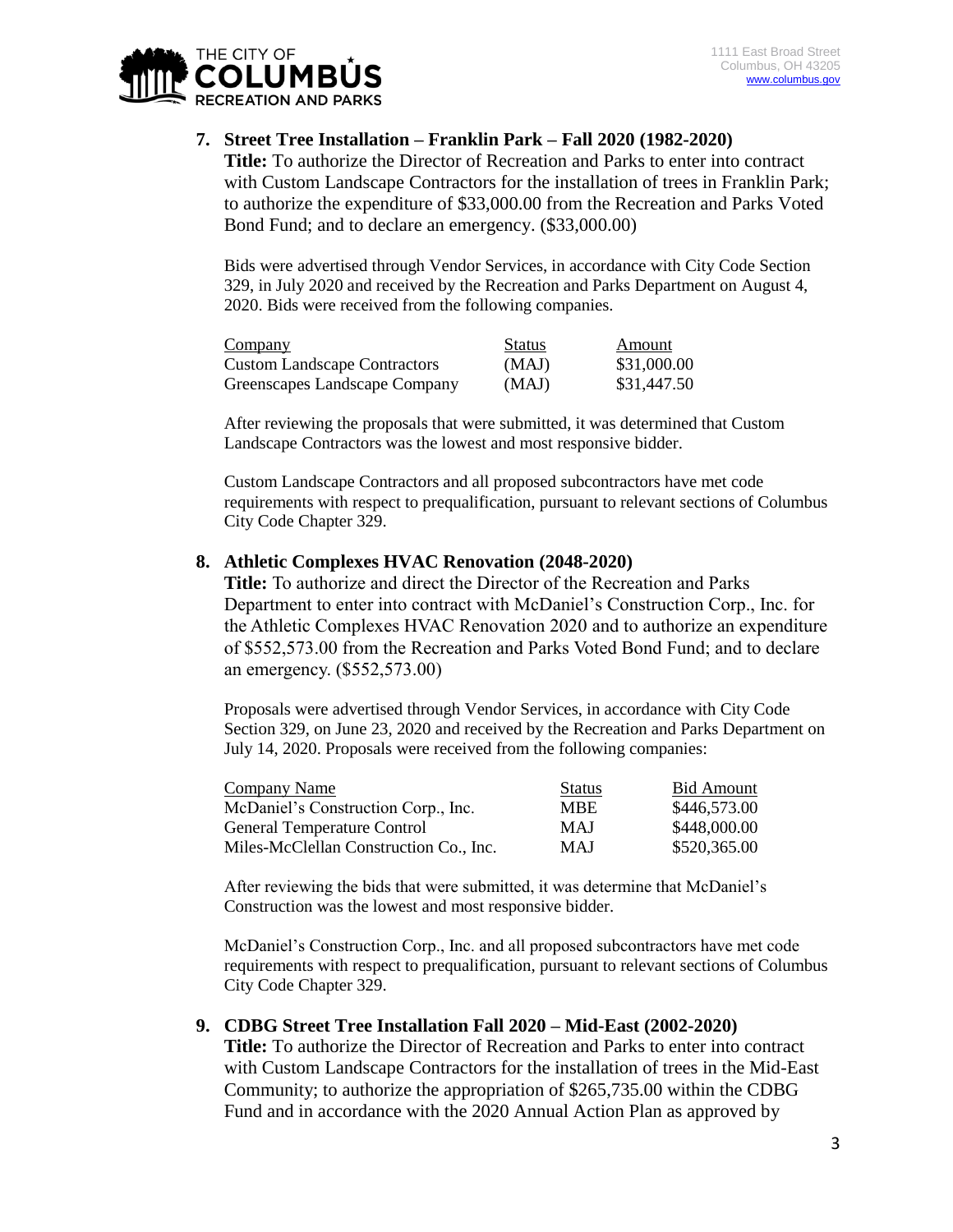7. **Street Tree Installation – Franklin Park – Fall 2020 (1982-2020)**
   **Title:** To authorize the Director of Recreation and Parks to enter into contract with Custom Landscape Contractors for the installation of trees in Franklin Park; to authorize the expenditure of $33,000.00 from the Recreation and Parks Voted Bond Fund; and to declare an emergency. ($33,000.00)

   Bids were advertised through Vendor Services, in accordance with City Code Section 329, in July 2020 and received by the Recreation and Parks Department on August 4, 2020. Bids were received from the following companies.

   | Company | Status | Amount |
   |---|---|---|
   | Custom Landscape Contractors | (MAJ) | $31,000.00 |
   | Greenscapes Landscape Company | (MAJ) | $31,447.50 |

   After reviewing the proposals that were submitted, it was determined that Custom Landscape Contractors was the lowest and most responsive bidder.

   Custom Landscape Contractors and all proposed subcontractors have met code requirements with respect to prequalification, pursuant to relevant sections of Columbus City Code Chapter 329.

8. **Athletic Complexes HVAC Renovation (2048-2020)**
   **Title:** To authorize and direct the Director of the Recreation and Parks Department to enter into contract with McDaniel's Construction Corp., Inc. for the Athletic Complexes HVAC Renovation 2020 and to authorize an expenditure of $552,573.00 from the Recreation and Parks Voted Bond Fund; and to declare an emergency. ($552,573.00)

   Proposals were advertised through Vendor Services, in accordance with City Code Section 329, on June 23, 2020 and received by the Recreation and Parks Department on July 14, 2020. Proposals were received from the following companies:

   | Company Name | Status | Bid Amount |
   |---|---|---|
   | McDaniel's Construction Corp., Inc. | MBE | $446,573.00 |
   | General Temperature Control | MAJ | $448,000.00 |
   | Miles-McClellan Construction Co., Inc. | MAJ | $520,365.00 |

   After reviewing the bids that were submitted, it was determine that McDaniel's Construction was the lowest and most responsive bidder.

   McDaniel's Construction Corp., Inc. and all proposed subcontractors have met code requirements with respect to prequalification, pursuant to relevant sections of Columbus City Code Chapter 329.

9. **CDBG Street Tree Installation Fall 2020 – Mid-East (2002-2020)**
   **Title:** To authorize the Director of Recreation and Parks to enter into contract with Custom Landscape Contractors for the installation of trees in the Mid-East Community; to authorize the appropriation of $265,735.00 within the CDBG Fund and in accordance with the 2020 Annual Action Plan as approved by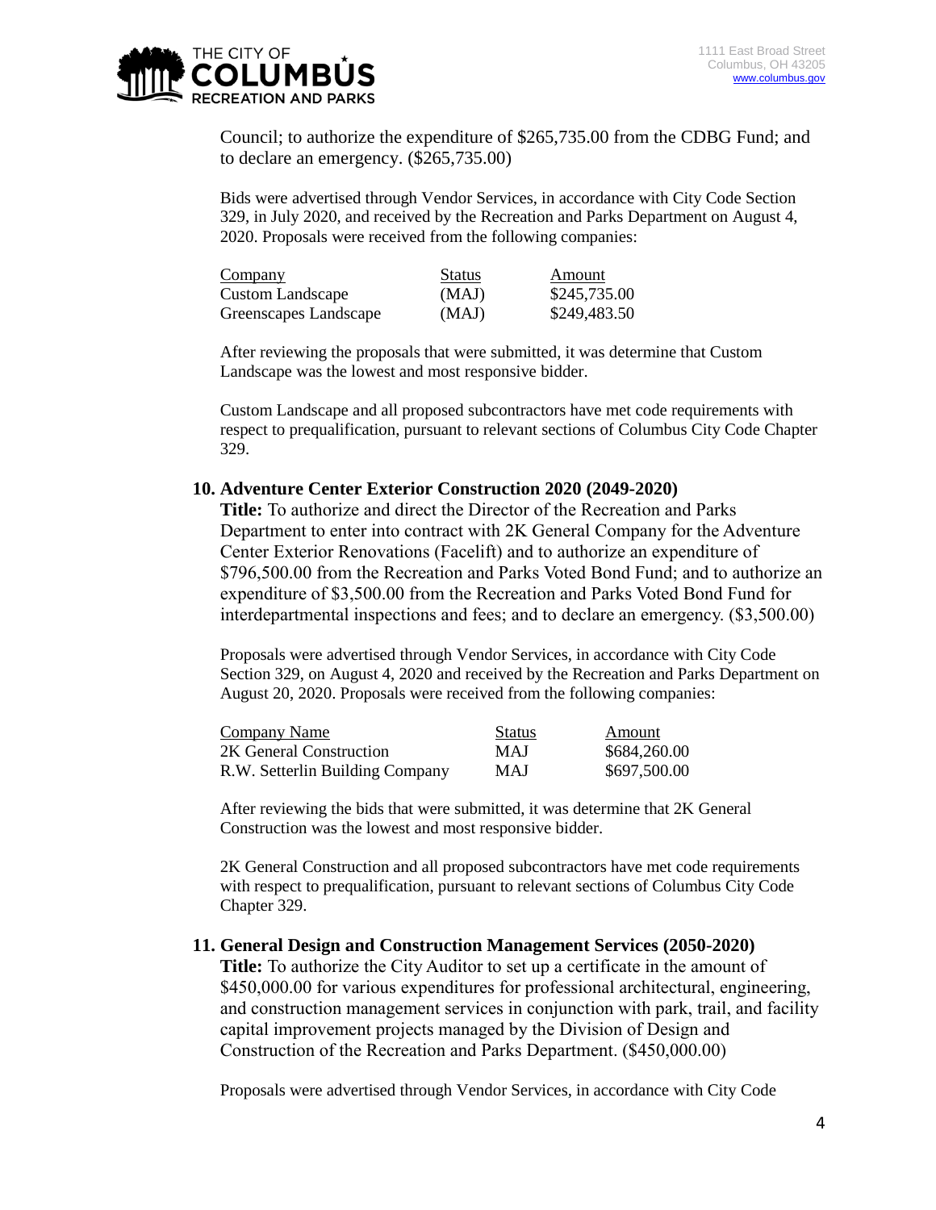Council; to authorize the expenditure of $265,735.00 from the CDBG Fund; and to declare an emergency. ($265,735.00)

Bids were advertised through Vendor Services, in accordance with City Code Section 329, in July 2020, and received by the Recreation and Parks Department on August 4, 2020. Proposals were received from the following companies:

| Company | Status | Amount |
|---|---|---|
| Custom Landscape | (MAJ) | $245,735.00 |
| Greenscapes Landscape | (MAJ) | $249,483.50 |

After reviewing the proposals that were submitted, it was determine that Custom Landscape was the lowest and most responsive bidder.

Custom Landscape and all proposed subcontractors have met code requirements with respect to prequalification, pursuant to relevant sections of Columbus City Code Chapter 329.

**10. Adventure Center Exterior Construction 2020 (2049-2020)**

**Title:** To authorize and direct the Director of the Recreation and Parks Department to enter into contract with 2K General Company for the Adventure Center Exterior Renovations (Facelift) and to authorize an expenditure of $796,500.00 from the Recreation and Parks Voted Bond Fund; and to authorize an expenditure of $3,500.00 from the Recreation and Parks Voted Bond Fund for interdepartmental inspections and fees; and to declare an emergency. ($3,500.00)

Proposals were advertised through Vendor Services, in accordance with City Code Section 329, on August 4, 2020 and received by the Recreation and Parks Department on August 20, 2020. Proposals were received from the following companies:

| Company Name | Status | Amount |
|---|---|---|
| 2K General Construction | MAJ | $684,260.00 |
| R.W. Setterlin Building Company | MAJ | $697,500.00 |

After reviewing the bids that were submitted, it was determine that 2K General Construction was the lowest and most responsive bidder.

2K General Construction and all proposed subcontractors have met code requirements with respect to prequalification, pursuant to relevant sections of Columbus City Code Chapter 329.

**11. General Design and Construction Management Services (2050-2020)**

**Title:** To authorize the City Auditor to set up a certificate in the amount of $450,000.00 for various expenditures for professional architectural, engineering, and construction management services in conjunction with park, trail, and facility capital improvement projects managed by the Division of Design and Construction of the Recreation and Parks Department. ($450,000.00)

Proposals were advertised through Vendor Services, in accordance with City Code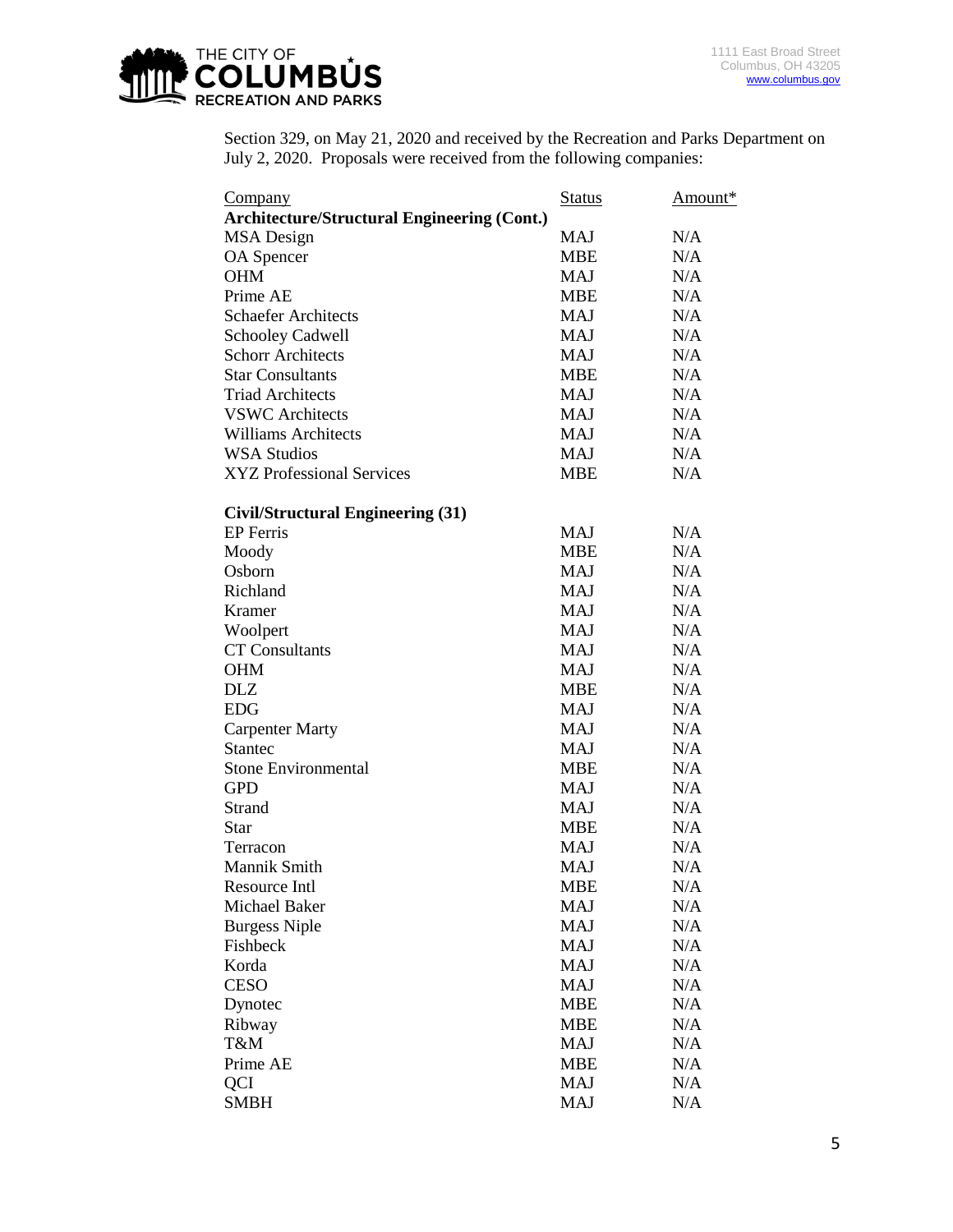Section 329, on May 21, 2020 and received by the Recreation and Parks Department on July 2, 2020. Proposals were received from the following companies:

| Company | Status | Amount* |
|---|---|---|
| **Architecture/Structural Engineering (Cont.)** | | |
| MSA Design | MAJ | N/A |
| OA Spencer | MBE | N/A |
| OHM | MAJ | N/A |
| Prime AE | MBE | N/A |
| Schaefer Architects | MAJ | N/A |
| Schooley Cadwell | MAJ | N/A |
| Schorr Architects | MAJ | N/A |
| Star Consultants | MBE | N/A |
| Triad Architects | MAJ | N/A |
| VSWC Architects | MAJ | N/A |
| Williams Architects | MAJ | N/A |
| WSA Studios | MAJ | N/A |
| XYZ Professional Services | MBE | N/A |
| | | |
| **Civil/Structural Engineering (31)** | | |
| EP Ferris | MAJ | N/A |
| Moody | MBE | N/A |
| Osborn | MAJ | N/A |
| Richland | MAJ | N/A |
| Kramer | MAJ | N/A |
| Woolpert | MAJ | N/A |
| CT Consultants | MAJ | N/A |
| OHM | MAJ | N/A |
| DLZ | MBE | N/A |
| EDG | MAJ | N/A |
| Carpenter Marty | MAJ | N/A |
| Stantec | MAJ | N/A |
| Stone Environmental | MBE | N/A |
| GPD | MAJ | N/A |
| Strand | MAJ | N/A |
| Star | MBE | N/A |
| Terracon | MAJ | N/A |
| Mannik Smith | MAJ | N/A |
| Resource Intl | MBE | N/A |
| Michael Baker | MAJ | N/A |
| Burgess Niple | MAJ | N/A |
| Fishbeck | MAJ | N/A |
| Korda | MAJ | N/A |
| CESO | MAJ | N/A |
| Dynotec | MBE | N/A |
| Ribway | MBE | N/A |
| T&M | MAJ | N/A |
| Prime AE | MBE | N/A |
| QCI | MAJ | N/A |
| SMBH | MAJ | N/A |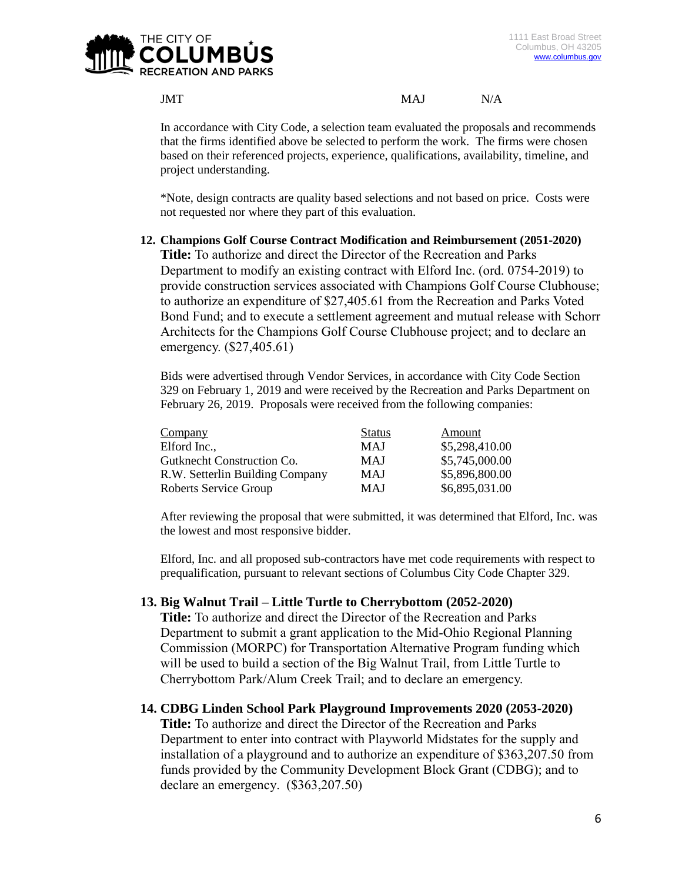| JMT | MAJ | N/A |
| --- | --- | --- |

In accordance with City Code, a selection team evaluated the proposals and recommends that the firms identified above be selected to perform the work. The firms were chosen based on their referenced projects, experience, qualifications, availability, timeline, and project understanding.

*Note, design contracts are quality based selections and not based on price. Costs were not requested nor where they part of this evaluation.

**12. Champions Golf Course Contract Modification and Reimbursement (2051-2020)**

**Title:** To authorize and direct the Director of the Recreation and Parks Department to modify an existing contract with Elford Inc. (ord. 0754-2019) to provide construction services associated with Champions Golf Course Clubhouse; to authorize an expenditure of $27,405.61 from the Recreation and Parks Voted Bond Fund; and to execute a settlement agreement and mutual release with Schorr Architects for the Champions Golf Course Clubhouse project; and to declare an emergency. ($27,405.61)

Bids were advertised through Vendor Services, in accordance with City Code Section 329 on February 1, 2019 and were received by the Recreation and Parks Department on February 26, 2019. Proposals were received from the following companies:

| Company | Status | Amount |
| --- | --- | --- |
| Elford Inc., | MAJ | $5,298,410.00 |
| Gutknecht Construction Co. | MAJ | $5,745,000.00 |
| R.W. Setterlin Building Company | MAJ | $5,896,800.00 |
| Roberts Service Group | MAJ | $6,895,031.00 |

After reviewing the proposal that were submitted, it was determined that Elford, Inc. was the lowest and most responsive bidder.

Elford, Inc. and all proposed sub-contractors have met code requirements with respect to prequalification, pursuant to relevant sections of Columbus City Code Chapter 329.

**13. Big Walnut Trail – Little Turtle to Cherrybottom (2052-2020)**

**Title:** To authorize and direct the Director of the Recreation and Parks Department to submit a grant application to the Mid-Ohio Regional Planning Commission (MORPC) for Transportation Alternative Program funding which will be used to build a section of the Big Walnut Trail, from Little Turtle to Cherrybottom Park/Alum Creek Trail; and to declare an emergency.

**14. CDBG Linden School Park Playground Improvements 2020 (2053-2020)**

**Title:** To authorize and direct the Director of the Recreation and Parks Department to enter into contract with Playworld Midstates for the supply and installation of a playground and to authorize an expenditure of $363,207.50 from funds provided by the Community Development Block Grant (CDBG); and to declare an emergency. ($363,207.50)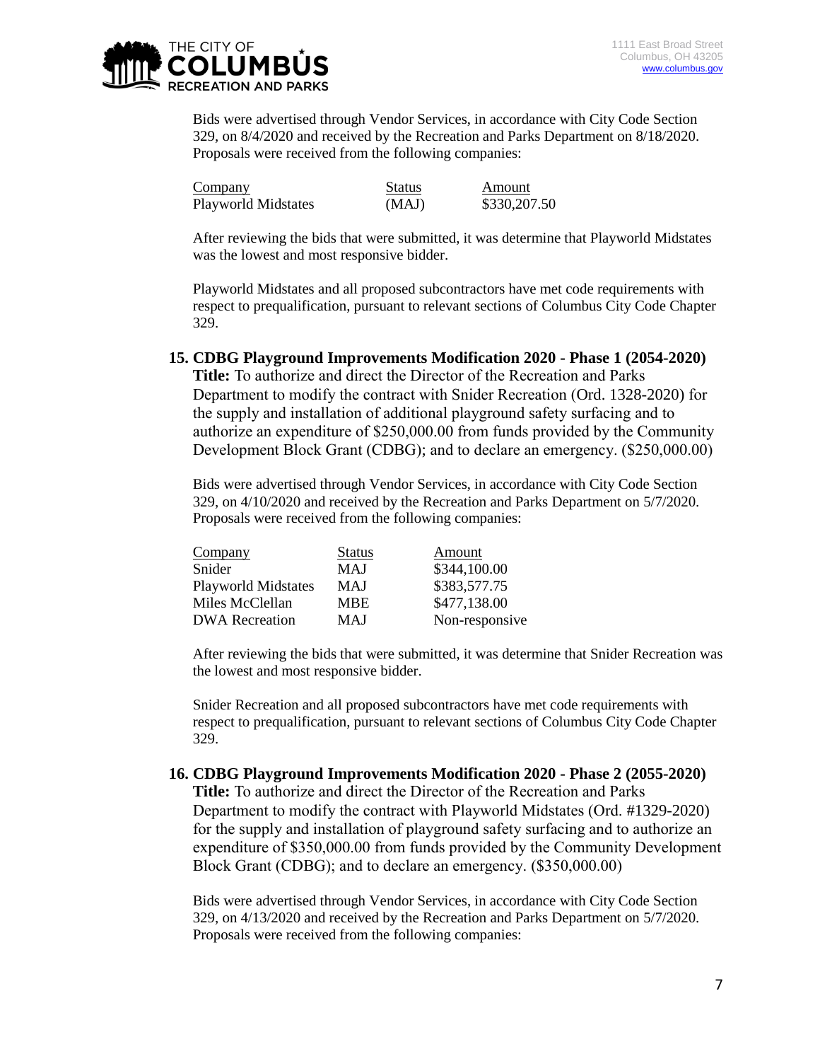Bids were advertised through Vendor Services, in accordance with City Code Section 329, on 8/4/2020 and received by the Recreation and Parks Department on 8/18/2020. Proposals were received from the following companies:

| Company | Status | Amount |
|---|---|---|
| Playworld Midstates | (MAJ) | $330,207.50 |

After reviewing the bids that were submitted, it was determine that Playworld Midstates was the lowest and most responsive bidder.

Playworld Midstates and all proposed subcontractors have met code requirements with respect to prequalification, pursuant to relevant sections of Columbus City Code Chapter 329.

**15. CDBG Playground Improvements Modification 2020 - Phase 1 (2054-2020)**

**Title:** To authorize and direct the Director of the Recreation and Parks Department to modify the contract with Snider Recreation (Ord. 1328-2020) for the supply and installation of additional playground safety surfacing and to authorize an expenditure of $250,000.00 from funds provided by the Community Development Block Grant (CDBG); and to declare an emergency. ($250,000.00)

Bids were advertised through Vendor Services, in accordance with City Code Section 329, on 4/10/2020 and received by the Recreation and Parks Department on 5/7/2020. Proposals were received from the following companies:

| Company | Status | Amount |
|---|---|---|
| Snider | MAJ | $344,100.00 |
| Playworld Midstates | MAJ | $383,577.75 |
| Miles McClellan | MBE | $477,138.00 |
| DWA Recreation | MAJ | Non-responsive |

After reviewing the bids that were submitted, it was determine that Snider Recreation was the lowest and most responsive bidder.

Snider Recreation and all proposed subcontractors have met code requirements with respect to prequalification, pursuant to relevant sections of Columbus City Code Chapter 329.

**16. CDBG Playground Improvements Modification 2020 - Phase 2 (2055-2020)**

**Title:** To authorize and direct the Director of the Recreation and Parks Department to modify the contract with Playworld Midstates (Ord. #1329-2020) for the supply and installation of playground safety surfacing and to authorize an expenditure of $350,000.00 from funds provided by the Community Development Block Grant (CDBG); and to declare an emergency. ($350,000.00)

Bids were advertised through Vendor Services, in accordance with City Code Section 329, on 4/13/2020 and received by the Recreation and Parks Department on 5/7/2020. Proposals were received from the following companies: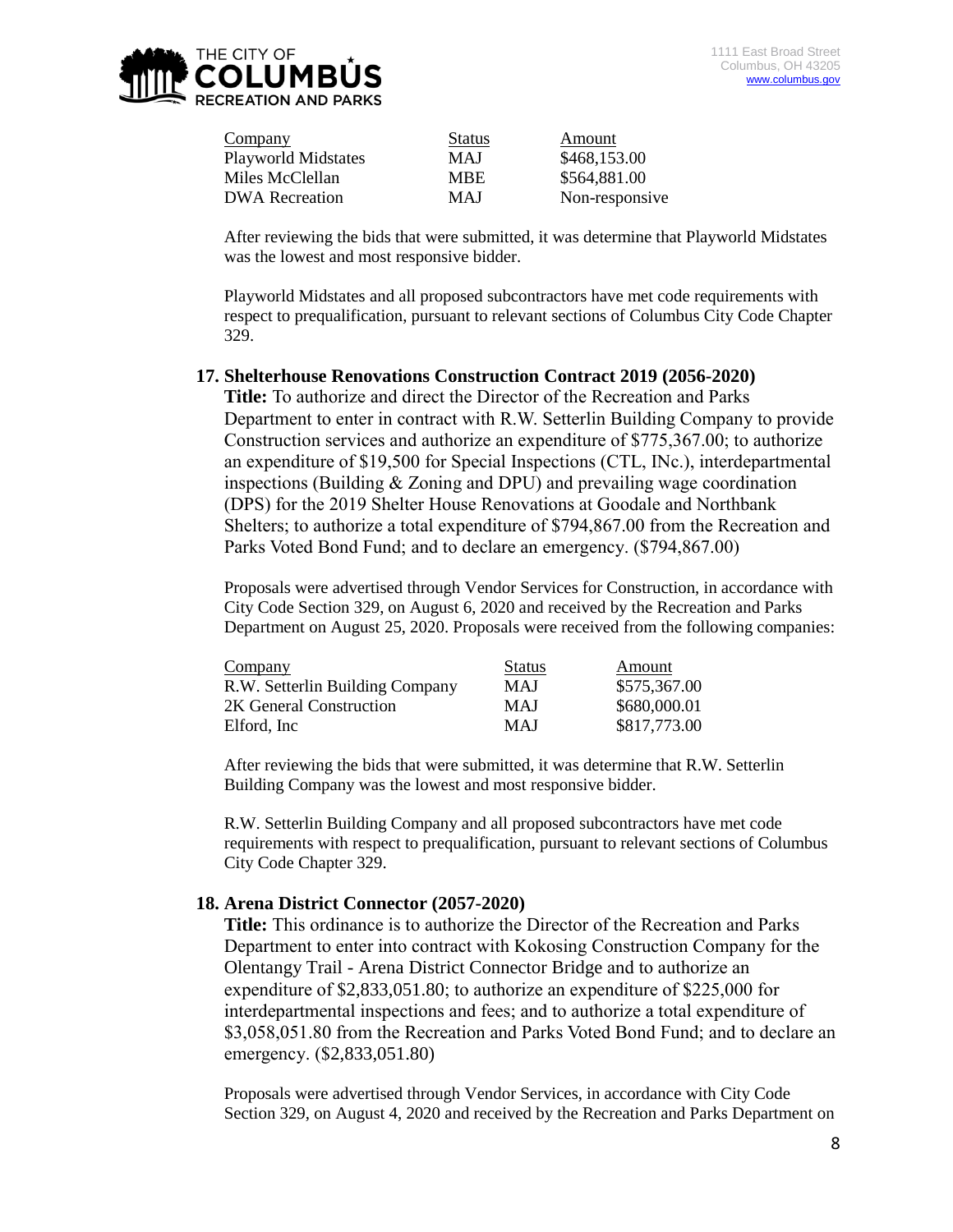| Company | Status | Amount |
| --- | --- | --- |
| Playworld Midstates | MAJ | $468,153.00 |
| Miles McClellan | MBE | $564,881.00 |
| DWA Recreation | MAJ | Non-responsive |

After reviewing the bids that were submitted, it was determine that Playworld Midstates was the lowest and most responsive bidder.

Playworld Midstates and all proposed subcontractors have met code requirements with respect to prequalification, pursuant to relevant sections of Columbus City Code Chapter 329.

### 17. Shelterhouse Renovations Construction Contract 2019 (2056-2020)

**Title:** To authorize and direct the Director of the Recreation and Parks Department to enter in contract with R.W. Setterlin Building Company to provide Construction services and authorize an expenditure of $775,367.00; to authorize an expenditure of $19,500 for Special Inspections (CTL, INc.), interdepartmental inspections (Building & Zoning and DPU) and prevailing wage coordination (DPS) for the 2019 Shelter House Renovations at Goodale and Northbank Shelters; to authorize a total expenditure of $794,867.00 from the Recreation and Parks Voted Bond Fund; and to declare an emergency. ($794,867.00)

Proposals were advertised through Vendor Services for Construction, in accordance with City Code Section 329, on August 6, 2020 and received by the Recreation and Parks Department on August 25, 2020. Proposals were received from the following companies:

| Company | Status | Amount |
| --- | --- | --- |
| R.W. Setterlin Building Company | MAJ | $575,367.00 |
| 2K General Construction | MAJ | $680,000.01 |
| Elford, Inc | MAJ | $817,773.00 |

After reviewing the bids that were submitted, it was determine that R.W. Setterlin Building Company was the lowest and most responsive bidder.

R.W. Setterlin Building Company and all proposed subcontractors have met code requirements with respect to prequalification, pursuant to relevant sections of Columbus City Code Chapter 329.

### 18. Arena District Connector (2057-2020)

**Title:** This ordinance is to authorize the Director of the Recreation and Parks Department to enter into contract with Kokosing Construction Company for the Olentangy Trail - Arena District Connector Bridge and to authorize an expenditure of $2,833,051.80; to authorize an expenditure of $225,000 for interdepartmental inspections and fees; and to authorize a total expenditure of $3,058,051.80 from the Recreation and Parks Voted Bond Fund; and to declare an emergency. ($2,833,051.80)

Proposals were advertised through Vendor Services, in accordance with City Code Section 329, on August 4, 2020 and received by the Recreation and Parks Department on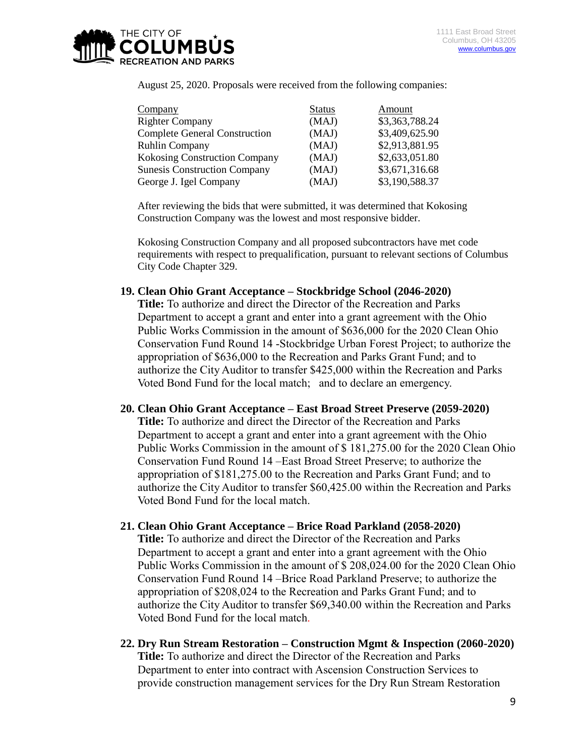August 25, 2020. Proposals were received from the following companies:

| Company | Status | Amount |
| --- | --- | --- |
| Righter Company | (MAJ) | $3,363,788.24 |
| Complete General Construction | (MAJ) | $3,409,625.90 |
| Ruhlin Company | (MAJ) | $2,913,881.95 |
| Kokosing Construction Company | (MAJ) | $2,633,051.80 |
| Sunesis Construction Company | (MAJ) | $3,671,316.68 |
| George J. Igel Company | (MAJ) | $3,190,588.37 |

After reviewing the bids that were submitted, it was determined that Kokosing Construction Company was the lowest and most responsive bidder.

Kokosing Construction Company and all proposed subcontractors have met code requirements with respect to prequalification, pursuant to relevant sections of Columbus City Code Chapter 329.

**19. Clean Ohio Grant Acceptance – Stockbridge School (2046-2020)**

**Title:** To authorize and direct the Director of the Recreation and Parks Department to accept a grant and enter into a grant agreement with the Ohio Public Works Commission in the amount of $636,000 for the 2020 Clean Ohio Conservation Fund Round 14 -Stockbridge Urban Forest Project; to authorize the appropriation of $636,000 to the Recreation and Parks Grant Fund; and to authorize the City Auditor to transfer $425,000 within the Recreation and Parks Voted Bond Fund for the local match; and to declare an emergency.

**20. Clean Ohio Grant Acceptance – East Broad Street Preserve (2059-2020)**

**Title:** To authorize and direct the Director of the Recreation and Parks Department to accept a grant and enter into a grant agreement with the Ohio Public Works Commission in the amount of $ 181,275.00 for the 2020 Clean Ohio Conservation Fund Round 14 –East Broad Street Preserve; to authorize the appropriation of $181,275.00 to the Recreation and Parks Grant Fund; and to authorize the City Auditor to transfer $60,425.00 within the Recreation and Parks Voted Bond Fund for the local match.

**21. Clean Ohio Grant Acceptance – Brice Road Parkland (2058-2020)**

**Title:** To authorize and direct the Director of the Recreation and Parks Department to accept a grant and enter into a grant agreement with the Ohio Public Works Commission in the amount of $ 208,024.00 for the 2020 Clean Ohio Conservation Fund Round 14 –Brice Road Parkland Preserve; to authorize the appropriation of $208,024 to the Recreation and Parks Grant Fund; and to authorize the City Auditor to transfer $69,340.00 within the Recreation and Parks Voted Bond Fund for the local match.

**22. Dry Run Stream Restoration – Construction Mgmt & Inspection (2060-2020)**

**Title:** To authorize and direct the Director of the Recreation and Parks Department to enter into contract with Ascension Construction Services to provide construction management services for the Dry Run Stream Restoration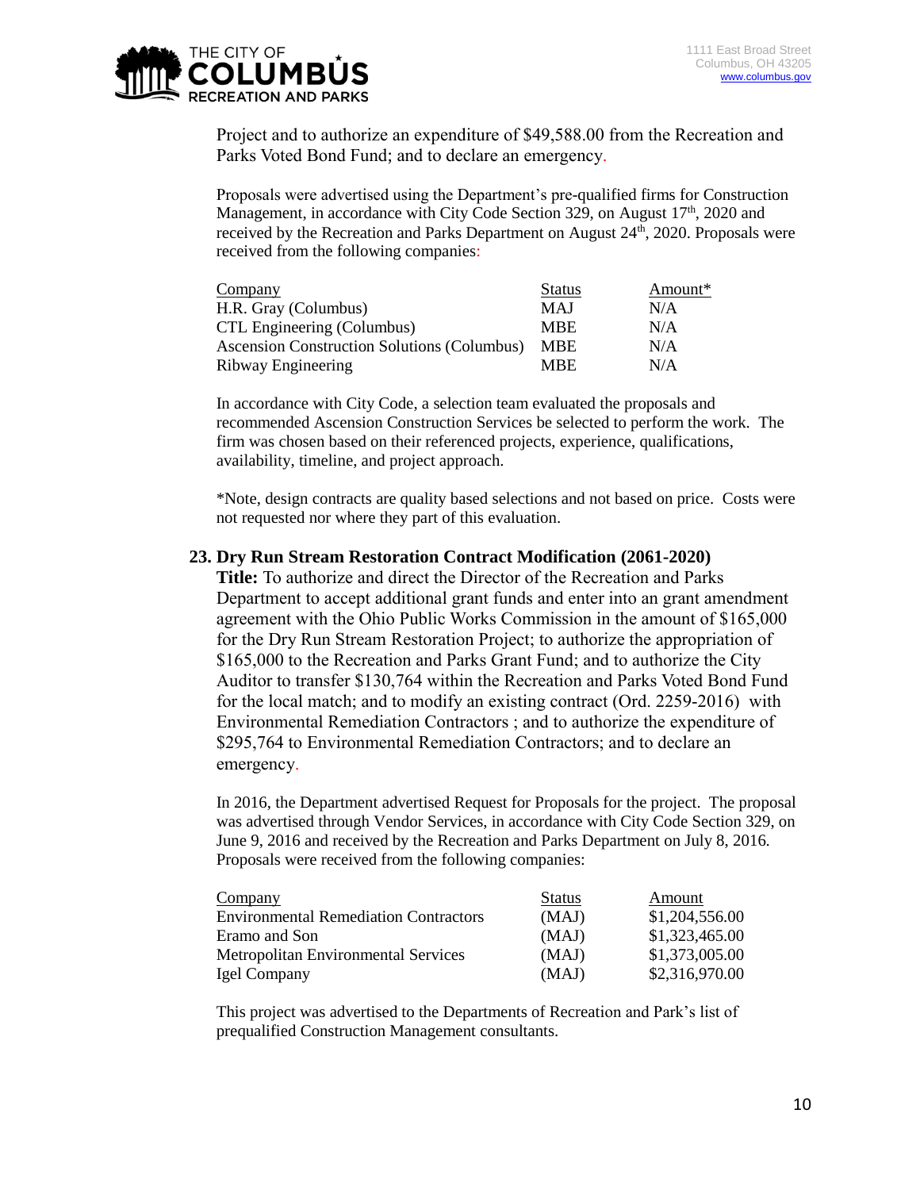Project and to authorize an expenditure of $49,588.00 from the Recreation and Parks Voted Bond Fund; and to declare an emergency.

Proposals were advertised using the Department's pre-qualified firms for Construction Management, in accordance with City Code Section 329, on August 17th, 2020 and received by the Recreation and Parks Department on August 24th, 2020. Proposals were received from the following companies:

| Company | Status | Amount* |
|---|---|---|
| H.R. Gray (Columbus) | MAJ | N/A |
| CTL Engineering (Columbus) | MBE | N/A |
| Ascension Construction Solutions (Columbus) | MBE | N/A |
| Ribway Engineering | MBE | N/A |

In accordance with City Code, a selection team evaluated the proposals and recommended Ascension Construction Services be selected to perform the work. The firm was chosen based on their referenced projects, experience, qualifications, availability, timeline, and project approach.

*Note, design contracts are quality based selections and not based on price. Costs were not requested nor where they part of this evaluation.

### 23. Dry Run Stream Restoration Contract Modification (2061-2020)

**Title:** To authorize and direct the Director of the Recreation and Parks Department to accept additional grant funds and enter into an grant amendment agreement with the Ohio Public Works Commission in the amount of $165,000 for the Dry Run Stream Restoration Project; to authorize the appropriation of $165,000 to the Recreation and Parks Grant Fund; and to authorize the City Auditor to transfer $130,764 within the Recreation and Parks Voted Bond Fund for the local match; and to modify an existing contract (Ord. 2259-2016) with Environmental Remediation Contractors ; and to authorize the expenditure of $295,764 to Environmental Remediation Contractors; and to declare an emergency.

In 2016, the Department advertised Request for Proposals for the project. The proposal was advertised through Vendor Services, in accordance with City Code Section 329, on June 9, 2016 and received by the Recreation and Parks Department on July 8, 2016. Proposals were received from the following companies:

| Company | Status | Amount |
|---|---|---|
| Environmental Remediation Contractors | (MAJ) | $1,204,556.00 |
| Eramo and Son | (MAJ) | $1,323,465.00 |
| Metropolitan Environmental Services | (MAJ) | $1,373,005.00 |
| Igel Company | (MAJ) | $2,316,970.00 |

This project was advertised to the Departments of Recreation and Park's list of prequalified Construction Management consultants.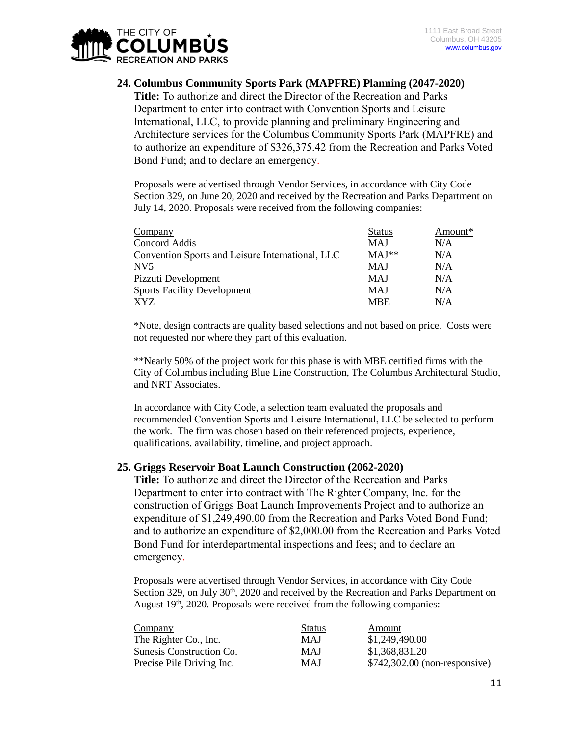## 24. Columbus Community Sports Park (MAPFRE) Planning (2047-2020)

**Title:** To authorize and direct the Director of the Recreation and Parks Department to enter into contract with Convention Sports and Leisure International, LLC, to provide planning and preliminary Engineering and Architecture services for the Columbus Community Sports Park (MAPFRE) and to authorize an expenditure of $326,375.42 from the Recreation and Parks Voted Bond Fund; and to declare an emergency.

Proposals were advertised through Vendor Services, in accordance with City Code Section 329, on June 20, 2020 and received by the Recreation and Parks Department on July 14, 2020. Proposals were received from the following companies:

| Company | Status | Amount* |
|---|---|---|
| Concord Addis | MAJ | N/A |
| Convention Sports and Leisure International, LLC | MAJ** | N/A |
| NV5 | MAJ | N/A |
| Pizzuti Development | MAJ | N/A |
| Sports Facility Development | MAJ | N/A |
| XYZ | MBE | N/A |

*Note, design contracts are quality based selections and not based on price. Costs were not requested nor where they part of this evaluation.

**Nearly 50% of the project work for this phase is with MBE certified firms with the City of Columbus including Blue Line Construction, The Columbus Architectural Studio, and NRT Associates.

In accordance with City Code, a selection team evaluated the proposals and recommended Convention Sports and Leisure International, LLC be selected to perform the work. The firm was chosen based on their referenced projects, experience, qualifications, availability, timeline, and project approach.

## 25. Griggs Reservoir Boat Launch Construction (2062-2020)

**Title:** To authorize and direct the Director of the Recreation and Parks Department to enter into contract with The Righter Company, Inc. for the construction of Griggs Boat Launch Improvements Project and to authorize an expenditure of $1,249,490.00 from the Recreation and Parks Voted Bond Fund; and to authorize an expenditure of $2,000.00 from the Recreation and Parks Voted Bond Fund for interdepartmental inspections and fees; and to declare an emergency.

Proposals were advertised through Vendor Services, in accordance with City Code Section 329, on July 30th, 2020 and received by the Recreation and Parks Department on August 19th, 2020. Proposals were received from the following companies:

| Company | Status | Amount |
|---|---|---|
| The Righter Co., Inc. | MAJ | $1,249,490.00 |
| Sunesis Construction Co. | MAJ | $1,368,831.20 |
| Precise Pile Driving Inc. | MAJ | $742,302.00 (non-responsive) |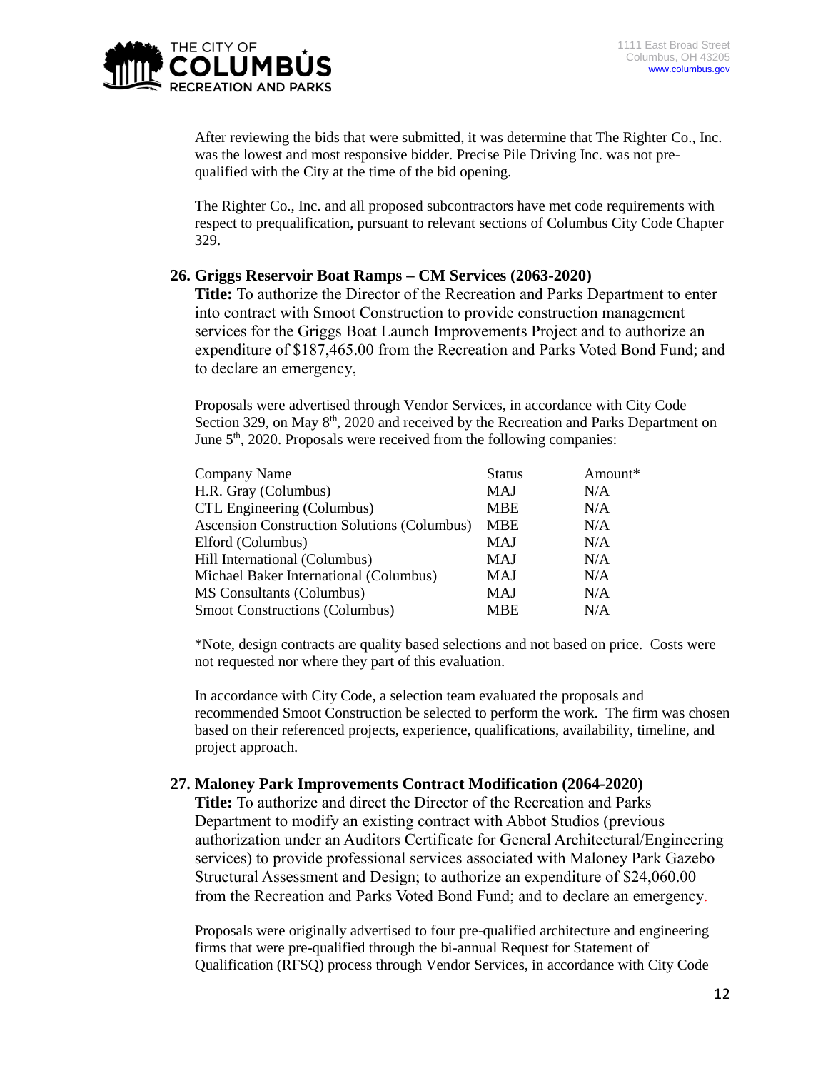After reviewing the bids that were submitted, it was determine that The Righter Co., Inc. was the lowest and most responsive bidder. Precise Pile Driving Inc. was not pre-qualified with the City at the time of the bid opening.

The Righter Co., Inc. and all proposed subcontractors have met code requirements with respect to prequalification, pursuant to relevant sections of Columbus City Code Chapter 329.

## 26. Griggs Reservoir Boat Ramps – CM Services (2063-2020)

**Title:** To authorize the Director of the Recreation and Parks Department to enter into contract with Smoot Construction to provide construction management services for the Griggs Boat Launch Improvements Project and to authorize an expenditure of $187,465.00 from the Recreation and Parks Voted Bond Fund; and to declare an emergency,

Proposals were advertised through Vendor Services, in accordance with City Code Section 329, on May 8th, 2020 and received by the Recreation and Parks Department on June 5th, 2020. Proposals were received from the following companies:

| Company Name | Status | Amount* |
|---|---|---|
| H.R. Gray (Columbus) | MAJ | N/A |
| CTL Engineering (Columbus) | MBE | N/A |
| Ascension Construction Solutions (Columbus) | MBE | N/A |
| Elford (Columbus) | MAJ | N/A |
| Hill International (Columbus) | MAJ | N/A |
| Michael Baker International (Columbus) | MAJ | N/A |
| MS Consultants (Columbus) | MAJ | N/A |
| Smoot Constructions (Columbus) | MBE | N/A |

*Note, design contracts are quality based selections and not based on price. Costs were not requested nor where they part of this evaluation.

In accordance with City Code, a selection team evaluated the proposals and recommended Smoot Construction be selected to perform the work. The firm was chosen based on their referenced projects, experience, qualifications, availability, timeline, and project approach.

## 27. Maloney Park Improvements Contract Modification (2064-2020)

**Title:** To authorize and direct the Director of the Recreation and Parks Department to modify an existing contract with Abbot Studios (previous authorization under an Auditors Certificate for General Architectural/Engineering services) to provide professional services associated with Maloney Park Gazebo Structural Assessment and Design; to authorize an expenditure of $24,060.00 from the Recreation and Parks Voted Bond Fund; and to declare an emergency.

Proposals were originally advertised to four pre-qualified architecture and engineering firms that were pre-qualified through the bi-annual Request for Statement of Qualification (RFSQ) process through Vendor Services, in accordance with City Code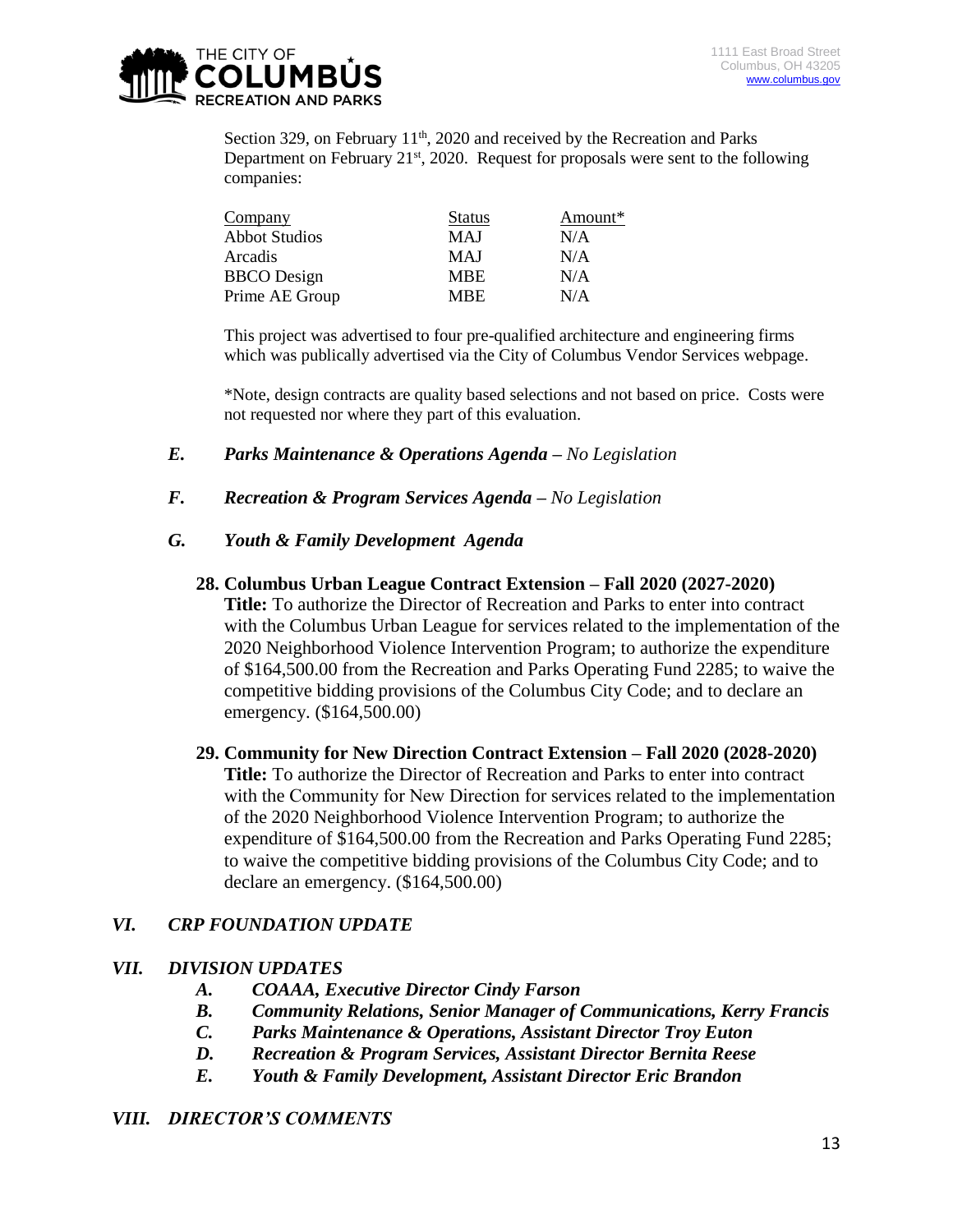Section 329, on February 11th, 2020 and received by the Recreation and Parks Department on February 21st, 2020. Request for proposals were sent to the following companies:

| Company | Status | Amount* |
|---|---|---|
| Abbot Studios | MAJ | N/A |
| Arcadis | MAJ | N/A |
| BBCO Design | MBE | N/A |
| Prime AE Group | MBE | N/A |

This project was advertised to four pre-qualified architecture and engineering firms which was publically advertised via the City of Columbus Vendor Services webpage.

*Note, design contracts are quality based selections and not based on price. Costs were not requested nor where they part of this evaluation.

### *E. Parks Maintenance & Operations Agenda – No Legislation*

### *F. Recreation & Program Services Agenda – No Legislation*

### *G. Youth & Family Development Agenda*

**28. Columbus Urban League Contract Extension – Fall 2020 (2027-2020)**
**Title:** To authorize the Director of Recreation and Parks to enter into contract with the Columbus Urban League for services related to the implementation of the 2020 Neighborhood Violence Intervention Program; to authorize the expenditure of $164,500.00 from the Recreation and Parks Operating Fund 2285; to waive the competitive bidding provisions of the Columbus City Code; and to declare an emergency. ($164,500.00)

**29. Community for New Direction Contract Extension – Fall 2020 (2028-2020)**
**Title:** To authorize the Director of Recreation and Parks to enter into contract with the Community for New Direction for services related to the implementation of the 2020 Neighborhood Violence Intervention Program; to authorize the expenditure of $164,500.00 from the Recreation and Parks Operating Fund 2285; to waive the competitive bidding provisions of the Columbus City Code; and to declare an emergency. ($164,500.00)

## *VI. CRP FOUNDATION UPDATE*

## *VII. DIVISION UPDATES*

- ***A. COAAA, Executive Director Cindy Farson***
- ***B. Community Relations, Senior Manager of Communications, Kerry Francis***
- ***C. Parks Maintenance & Operations, Assistant Director Troy Euton***
- ***D. Recreation & Program Services, Assistant Director Bernita Reese***
- ***E. Youth & Family Development, Assistant Director Eric Brandon***

## *VIII. DIRECTOR'S COMMENTS*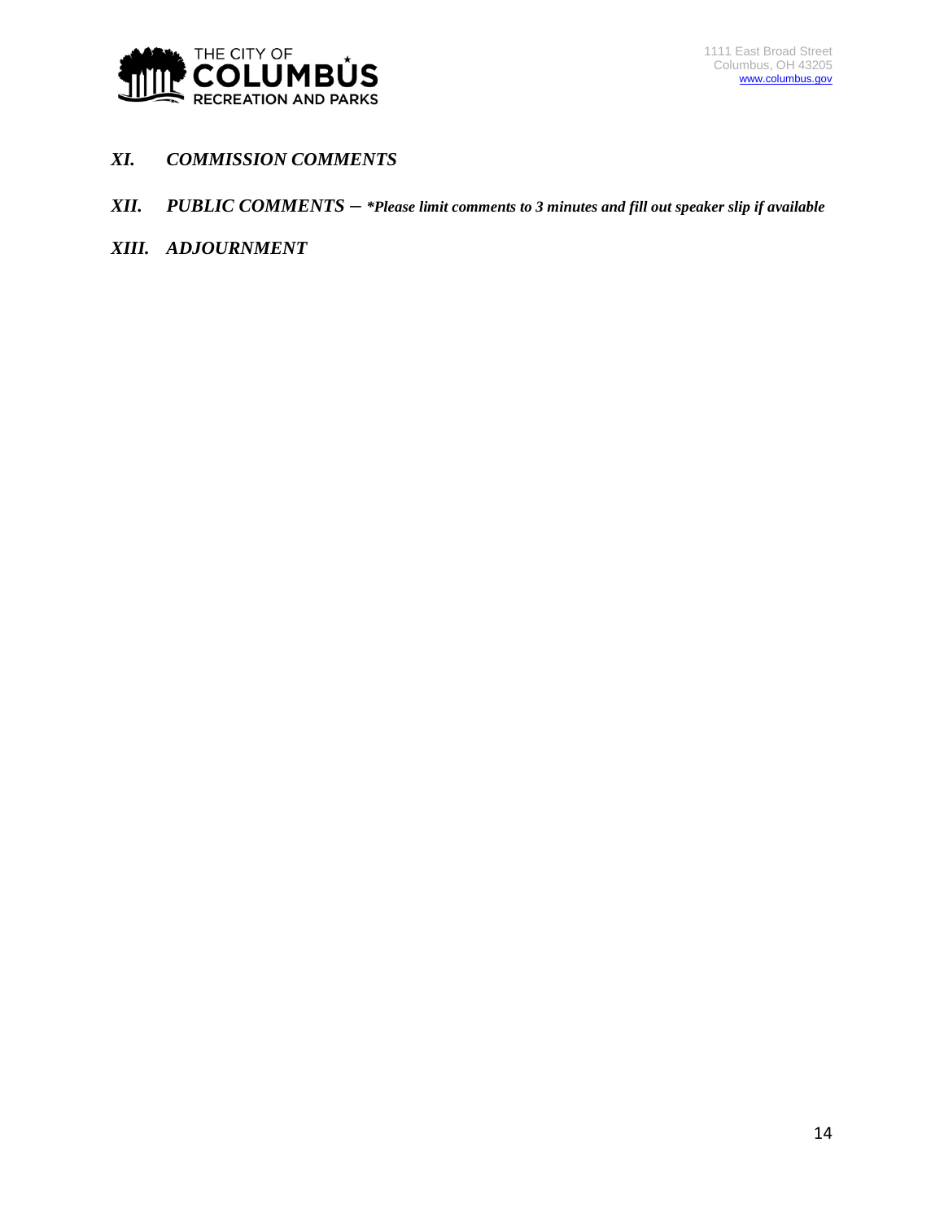*XI. COMMISSION COMMENTS*

*XII. PUBLIC COMMENTS – **\*Please limit comments to 3 minutes and fill out speaker slip if available***

*XIII. ADJOURNMENT*